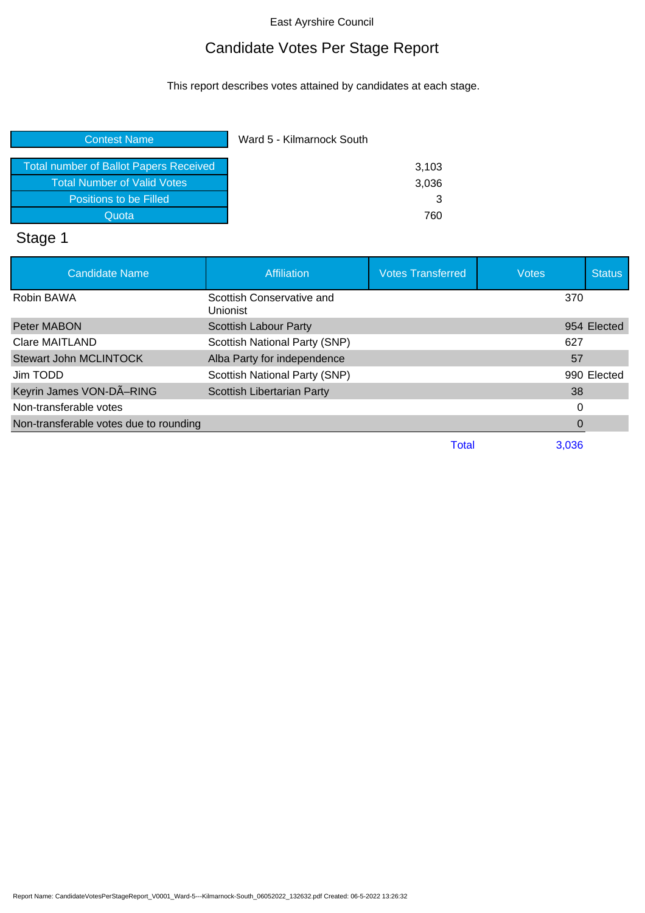East Ayrshire Council

# Candidate Votes Per Stage Report

This report describes votes attained by candidates at each stage.

| Contest Name | Ward 5 - Kilmarnock South |
|---|---|
| Total number of Ballot Papers Received | 3,103 |
| Total Number of Valid Votes | 3,036 |
| Positions to be Filled | 3 |
| Quota | 760 |

## Stage 1

| Candidate Name | Affiliation | Votes Transferred | Votes | Status |
|---|---|---|---|---|
| Robin BAWA | Scottish Conservative and Unionist | | 370 | |
| Peter MABON | Scottish Labour Party | | 954 | Elected |
| Clare MAITLAND | Scottish National Party (SNP) | | 627 | |
| Stewart John MCLINTOCK | Alba Party for independence | | 57 | |
| Jim TODD | Scottish National Party (SNP) | | 990 | Elected |
| Keyrin James VON-DÃ–RING | Scottish Libertarian Party | | 38 | |
| Non-transferable votes | | | 0 | |
| Non-transferable votes due to rounding | | | 0 | |
| | | Total | 3,036 | |

Report Name: CandidateVotesPerStageReport_V0001_Ward-5---Kilmarnock-South_06052022_132632.pdf Created: 06-5-2022 13:26:32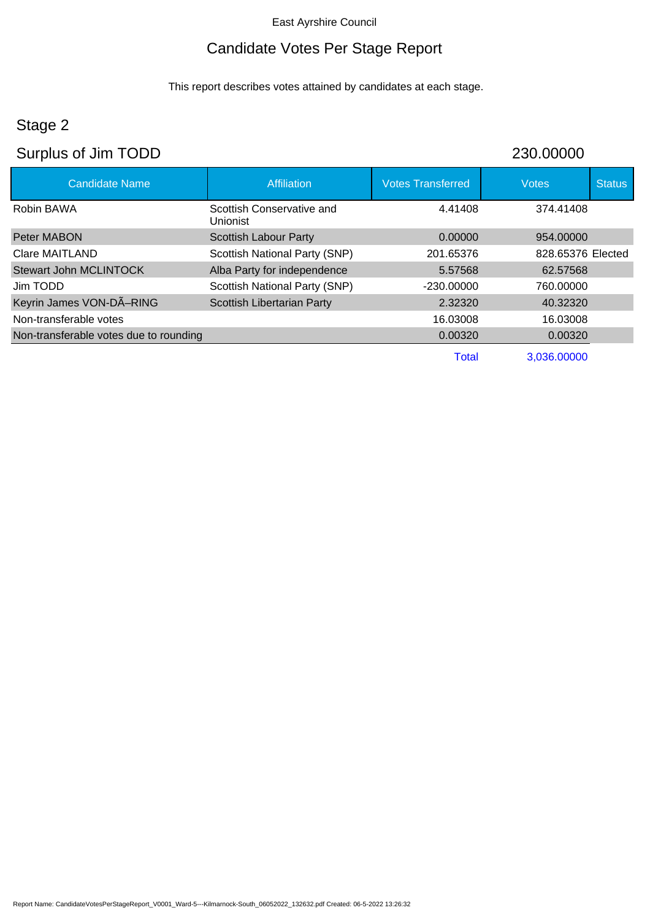East Ayrshire Council

# Candidate Votes Per Stage Report

This report describes votes attained by candidates at each stage.

## Stage 2

## Surplus of Jim TODD 230.00000

| Candidate Name | Affiliation | Votes Transferred | Votes | Status |
|---|---|---|---|---|
| Robin BAWA | Scottish Conservative and Unionist | 4.41408 | 374.41408 | |
| Peter MABON | Scottish Labour Party | 0.00000 | 954.00000 | |
| Clare MAITLAND | Scottish National Party (SNP) | 201.65376 | 828.65376 | Elected |
| Stewart John MCLINTOCK | Alba Party for independence | 5.57568 | 62.57568 | |
| Jim TODD | Scottish National Party (SNP) | -230.00000 | 760.00000 | |
| Keyrin James VON-DÃ–RING | Scottish Libertarian Party | 2.32320 | 40.32320 | |
| Non-transferable votes | | 16.03008 | 16.03008 | |
| Non-transferable votes due to rounding | | 0.00320 | 0.00320 | |
| | | Total | 3,036.00000 | |

Report Name: CandidateVotesPerStageReport_V0001_Ward-5---Kilmarnock-South_06052022_132632.pdf Created: 06-5-2022 13:26:32